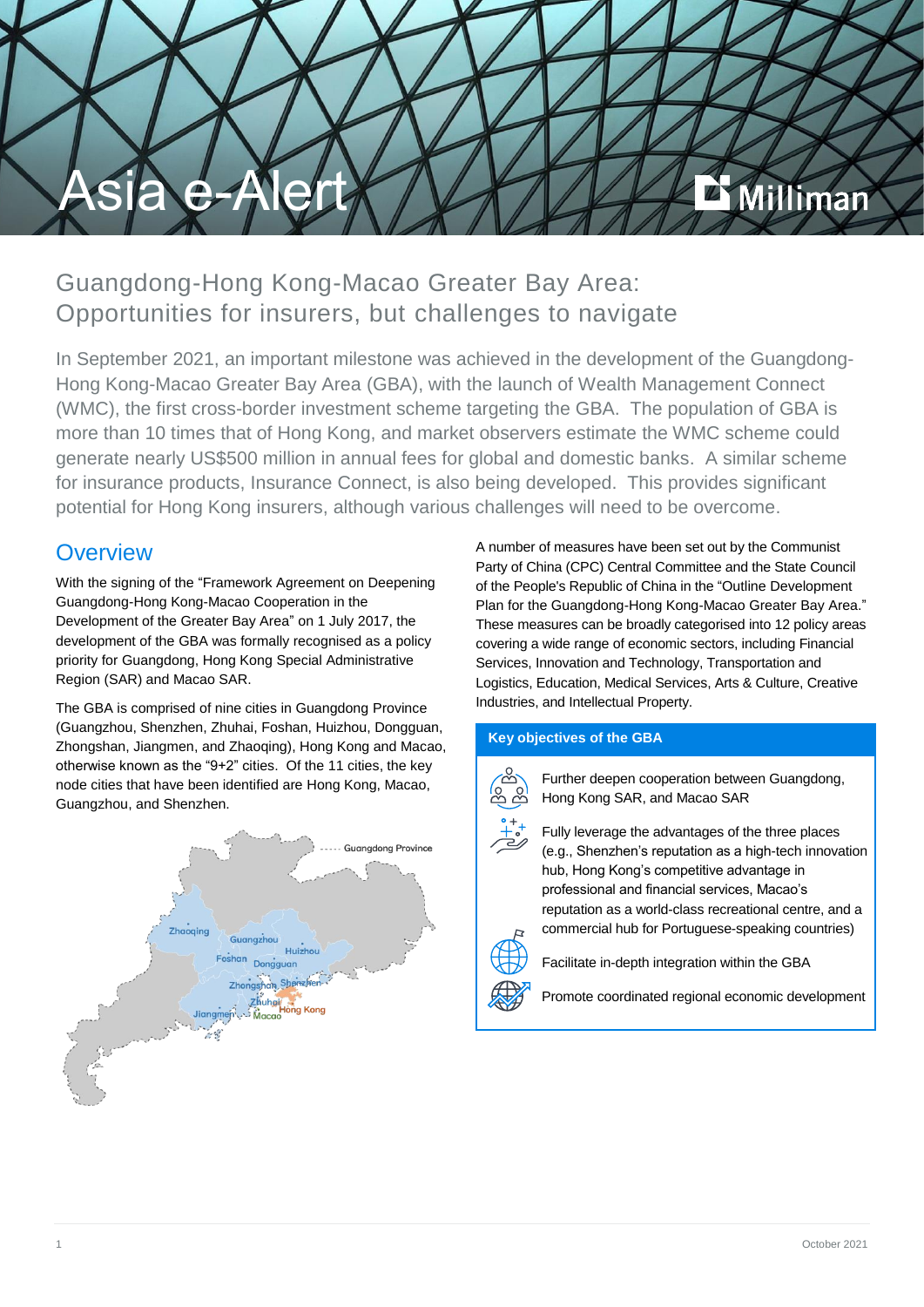# Asia e-Alert

## Guangdong-Hong Kong-Macao Greater Bay Area: Opportunities for insurers, but challenges to navigate

In September 2021, an important milestone was achieved in the development of the Guangdong-Hong Kong-Macao Greater Bay Area (GBA), with the launch of Wealth Management Connect (WMC), the first cross-border investment scheme targeting the GBA. The population of GBA is more than 10 times that of Hong Kong, and market observers estimate the WMC scheme could generate nearly US$500 million in annual fees for global and domestic banks. A similar scheme for insurance products, Insurance Connect, is also being developed. This provides significant potential for Hong Kong insurers, although various challenges will need to be overcome.

## Overview

With the signing of the "Framework Agreement on Deepening Guangdong-Hong Kong-Macao Cooperation in the Development of the Greater Bay Area" on 1 July 2017, the development of the GBA was formally recognised as a policy priority for Guangdong, Hong Kong Special Administrative Region (SAR) and Macao SAR.

The GBA is comprised of nine cities in Guangdong Province (Guangzhou, Shenzhen, Zhuhai, Foshan, Huizhou, Dongguan, Zhongshan, Jiangmen, and Zhaoqing), Hong Kong and Macao, otherwise known as the "9+2" cities. Of the 11 cities, the key node cities that have been identified are Hong Kong, Macao, Guangzhou, and Shenzhen.

A number of measures have been set out by the Communist Party of China (CPC) Central Committee and the State Council of the People's Republic of China in the "Outline Development Plan for the Guangdong-Hong Kong-Macao Greater Bay Area." These measures can be broadly categorised into 12 policy areas covering a wide range of economic sectors, including Financial Services, Innovation and Technology, Transportation and Logistics, Education, Medical Services, Arts & Culture, Creative Industries, and Intellectual Property.

**Key objectives of the GBA**

- Further deepen cooperation between Guangdong, Hong Kong SAR, and Macao SAR
- Fully leverage the advantages of the three places (e.g., Shenzhen's reputation as a high-tech innovation hub, Hong Kong's competitive advantage in professional and financial services, Macao's reputation as a world-class recreational centre, and a commercial hub for Portuguese-speaking countries)
- Facilitate in-depth integration within the GBA
- Promote coordinated regional economic development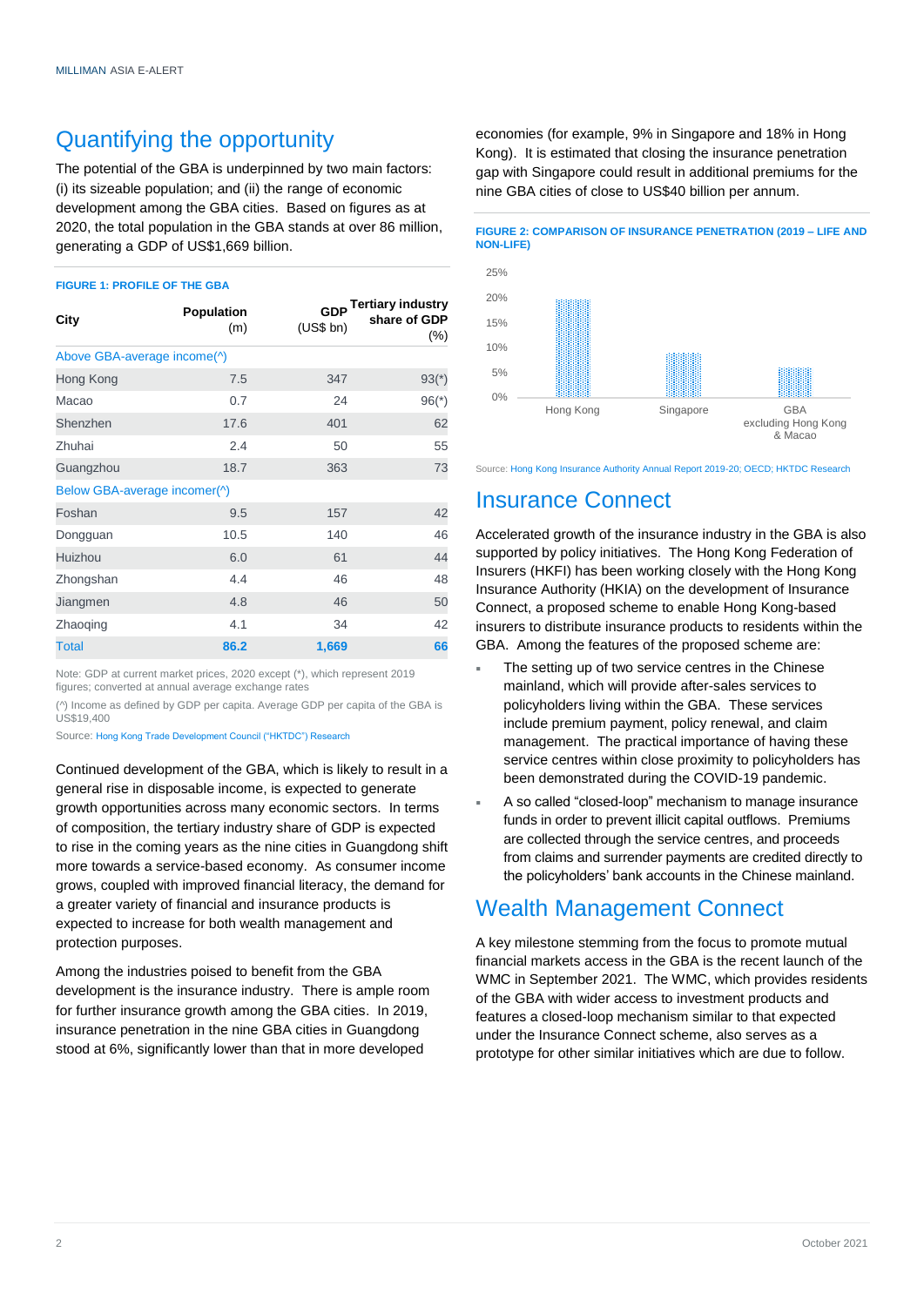## Quantifying the opportunity

The potential of the GBA is underpinned by two main factors: (i) its sizeable population; and (ii) the range of economic development among the GBA cities. Based on figures as at 2020, the total population in the GBA stands at over 86 million, generating a GDP of US$1,669 billion.

**FIGURE 1: PROFILE OF THE GBA**

| City | Population (m) | GDP (US$ bn) | Tertiary industry share of GDP (%) |
|---|---|---|---|
| Above GBA-average income(^) | | | |
| Hong Kong | 7.5 | 347 | 93(*) |
| Macao | 0.7 | 24 | 96(*) |
| Shenzhen | 17.6 | 401 | 62 |
| Zhuhai | 2.4 | 50 | 55 |
| Guangzhou | 18.7 | 363 | 73 |
| Below GBA-average incomer(^) | | | |
| Foshan | 9.5 | 157 | 42 |
| Dongguan | 10.5 | 140 | 46 |
| Huizhou | 6.0 | 61 | 44 |
| Zhongshan | 4.4 | 46 | 48 |
| Jiangmen | 4.8 | 46 | 50 |
| Zhaoqing | 4.1 | 34 | 42 |
| **Total** | **86.2** | **1,669** | **66** |

Note: GDP at current market prices, 2020 except (*), which represent 2019 figures; converted at annual average exchange rates

(^) Income as defined by GDP per capita. Average GDP per capita of the GBA is US$19,400

Source: Hong Kong Trade Development Council ("HKTDC") Research

Continued development of the GBA, which is likely to result in a general rise in disposable income, is expected to generate growth opportunities across many economic sectors. In terms of composition, the tertiary industry share of GDP is expected to rise in the coming years as the nine cities in Guangdong shift more towards a service-based economy. As consumer income grows, coupled with improved financial literacy, the demand for a greater variety of financial and insurance products is expected to increase for both wealth management and protection purposes.

Among the industries poised to benefit from the GBA development is the insurance industry. There is ample room for further insurance growth among the GBA cities. In 2019, insurance penetration in the nine GBA cities in Guangdong stood at 6%, significantly lower than that in more developed economies (for example, 9% in Singapore and 18% in Hong Kong). It is estimated that closing the insurance penetration gap with Singapore could result in additional premiums for the nine GBA cities of close to US$40 billion per annum.

**FIGURE 2: COMPARISON OF INSURANCE PENETRATION (2019 – LIFE AND NON-LIFE)**

| | Hong Kong | Singapore | GBA excluding Hong Kong & Macao |
|---|---|---|---|
| Insurance penetration | 18% | 9% | 6% |

Source: Hong Kong Insurance Authority Annual Report 2019-20; OECD; HKTDC Research

## Insurance Connect

Accelerated growth of the insurance industry in the GBA is also supported by policy initiatives. The Hong Kong Federation of Insurers (HKFI) has been working closely with the Hong Kong Insurance Authority (HKIA) on the development of Insurance Connect, a proposed scheme to enable Hong Kong-based insurers to distribute insurance products to residents within the GBA. Among the features of the proposed scheme are:

- The setting up of two service centres in the Chinese mainland, which will provide after-sales services to policyholders living within the GBA. These services include premium payment, policy renewal, and claim management. The practical importance of having these service centres within close proximity to policyholders has been demonstrated during the COVID-19 pandemic.
- A so called "closed-loop" mechanism to manage insurance funds in order to prevent illicit capital outflows. Premiums are collected through the service centres, and proceeds from claims and surrender payments are credited directly to the policyholders' bank accounts in the Chinese mainland.

## Wealth Management Connect

A key milestone stemming from the focus to promote mutual financial markets access in the GBA is the recent launch of the WMC in September 2021. The WMC, which provides residents of the GBA with wider access to investment products and features a closed-loop mechanism similar to that expected under the Insurance Connect scheme, also serves as a prototype for other similar initiatives which are due to follow.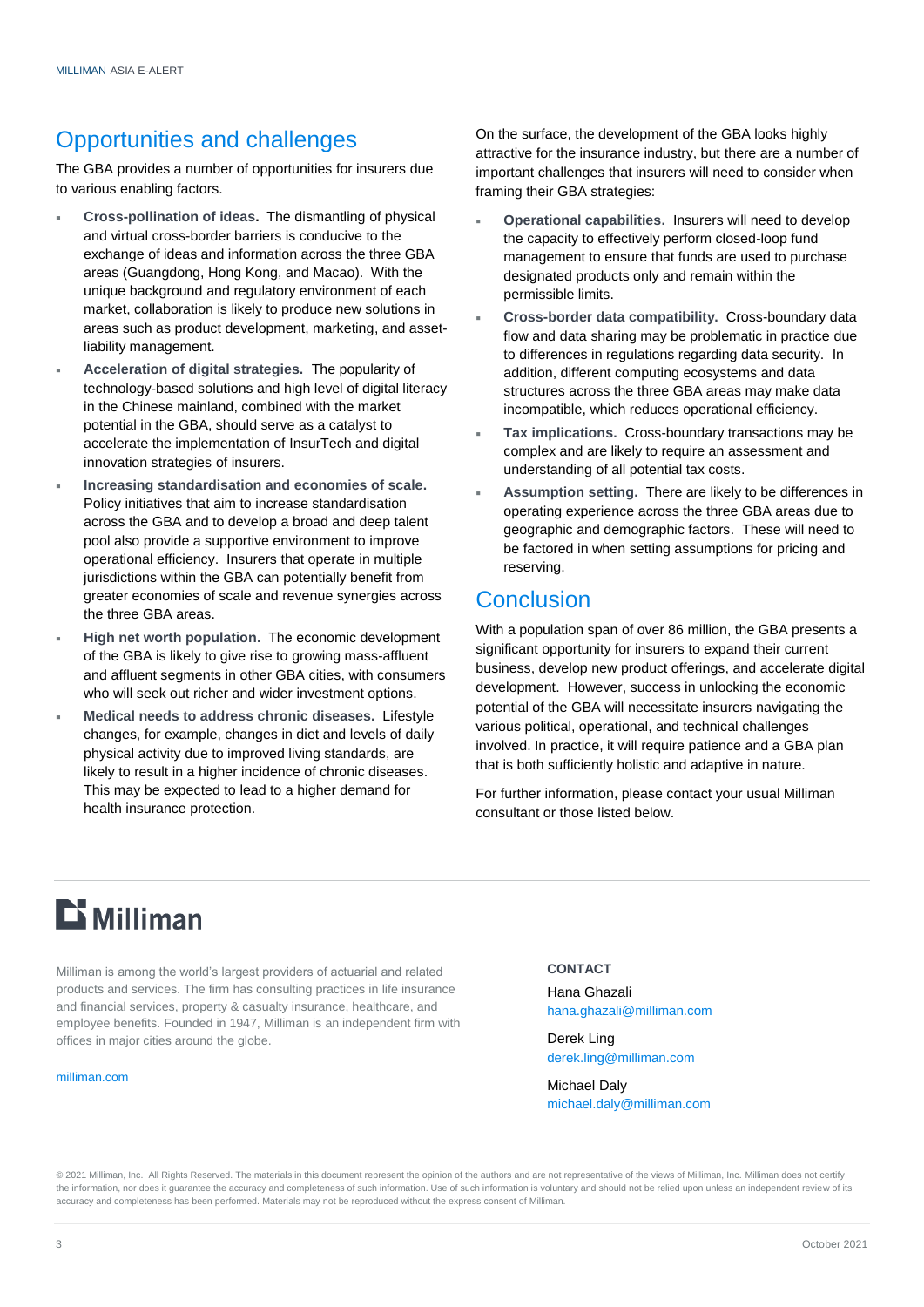## Opportunities and challenges

The GBA provides a number of opportunities for insurers due to various enabling factors.

- **Cross-pollination of ideas.** The dismantling of physical and virtual cross-border barriers is conducive to the exchange of ideas and information across the three GBA areas (Guangdong, Hong Kong, and Macao). With the unique background and regulatory environment of each market, collaboration is likely to produce new solutions in areas such as product development, marketing, and asset-liability management.
- **Acceleration of digital strategies.** The popularity of technology-based solutions and high level of digital literacy in the Chinese mainland, combined with the market potential in the GBA, should serve as a catalyst to accelerate the implementation of InsurTech and digital innovation strategies of insurers.
- **Increasing standardisation and economies of scale.** Policy initiatives that aim to increase standardisation across the GBA and to develop a broad and deep talent pool also provide a supportive environment to improve operational efficiency. Insurers that operate in multiple jurisdictions within the GBA can potentially benefit from greater economies of scale and revenue synergies across the three GBA areas.
- **High net worth population.** The economic development of the GBA is likely to give rise to growing mass-affluent and affluent segments in other GBA cities, with consumers who will seek out richer and wider investment options.
- **Medical needs to address chronic diseases.** Lifestyle changes, for example, changes in diet and levels of daily physical activity due to improved living standards, are likely to result in a higher incidence of chronic diseases. This may be expected to lead to a higher demand for health insurance protection.

On the surface, the development of the GBA looks highly attractive for the insurance industry, but there are a number of important challenges that insurers will need to consider when framing their GBA strategies:

- **Operational capabilities.** Insurers will need to develop the capacity to effectively perform closed-loop fund management to ensure that funds are used to purchase designated products only and remain within the permissible limits.
- **Cross-border data compatibility.** Cross-boundary data flow and data sharing may be problematic in practice due to differences in regulations regarding data security. In addition, different computing ecosystems and data structures across the three GBA areas may make data incompatible, which reduces operational efficiency.
- **Tax implications.** Cross-boundary transactions may be complex and are likely to require an assessment and understanding of all potential tax costs.
- **Assumption setting.** There are likely to be differences in operating experience across the three GBA areas due to geographic and demographic factors. These will need to be factored in when setting assumptions for pricing and reserving.

## Conclusion

With a population span of over 86 million, the GBA presents a significant opportunity for insurers to expand their current business, develop new product offerings, and accelerate digital development. However, success in unlocking the economic potential of the GBA will necessitate insurers navigating the various political, operational, and technical challenges involved. In practice, it will require patience and a GBA plan that is both sufficiently holistic and adaptive in nature.

For further information, please contact your usual Milliman consultant or those listed below.

**Milliman**

Milliman is among the world's largest providers of actuarial and related products and services. The firm has consulting practices in life insurance and financial services, property & casualty insurance, healthcare, and employee benefits. Founded in 1947, Milliman is an independent firm with offices in major cities around the globe.

milliman.com

**CONTACT**

Hana Ghazali
hana.ghazali@milliman.com

Derek Ling
derek.ling@milliman.com

Michael Daly
michael.daly@milliman.com

© 2021 Milliman, Inc. All Rights Reserved. The materials in this document represent the opinion of the authors and are not representative of the views of Milliman, Inc. Milliman does not certify the information, nor does it guarantee the accuracy and completeness of such information. Use of such information is voluntary and should not be relied upon unless an independent review of its accuracy and completeness has been performed. Materials may not be reproduced without the express consent of Milliman.